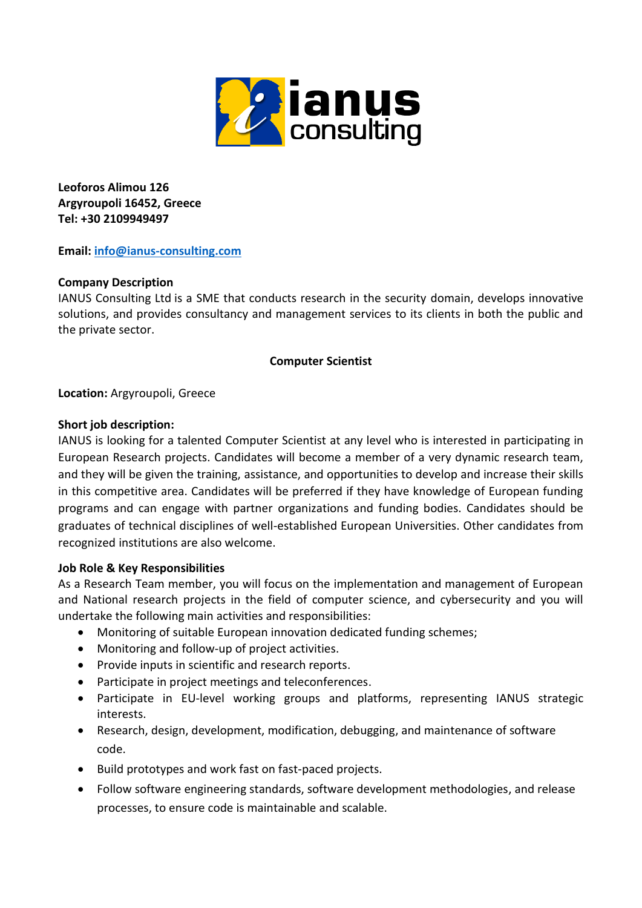**Leoforos Alimou 126**
**Argyroupoli 16452, Greece**
**Tel: +30 2109949497**

**Email:** info@ianus-consulting.com

**Company Description**

IANUS Consulting Ltd is a SME that conducts research in the security domain, develops innovative solutions, and provides consultancy and management services to its clients in both the public and the private sector.

## Computer Scientist

**Location:** Argyroupoli, Greece

**Short job description:**

IANUS is looking for a talented Computer Scientist at any level who is interested in participating in European Research projects. Candidates will become a member of a very dynamic research team, and they will be given the training, assistance, and opportunities to develop and increase their skills in this competitive area. Candidates will be preferred if they have knowledge of European funding programs and can engage with partner organizations and funding bodies. Candidates should be graduates of technical disciplines of well-established European Universities. Other candidates from recognized institutions are also welcome.

**Job Role & Key Responsibilities**

As a Research Team member, you will focus on the implementation and management of European and National research projects in the field of computer science, and cybersecurity and you will undertake the following main activities and responsibilities:

- Monitoring of suitable European innovation dedicated funding schemes;
- Monitoring and follow-up of project activities.
- Provide inputs in scientific and research reports.
- Participate in project meetings and teleconferences.
- Participate in EU-level working groups and platforms, representing IANUS strategic interests.
- Research, design, development, modification, debugging, and maintenance of software code.
- Build prototypes and work fast on fast-paced projects.
- Follow software engineering standards, software development methodologies, and release processes, to ensure code is maintainable and scalable.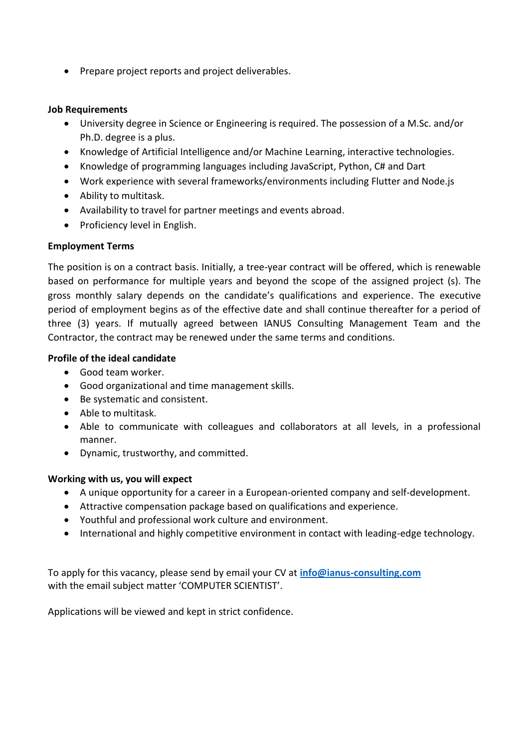- Prepare project reports and project deliverables.

**Job Requirements**

- University degree in Science or Engineering is required. The possession of a M.Sc. and/or Ph.D. degree is a plus.
- Knowledge of Artificial Intelligence and/or Machine Learning, interactive technologies.
- Knowledge of programming languages including JavaScript, Python, C# and Dart
- Work experience with several frameworks/environments including Flutter and Node.js
- Ability to multitask.
- Availability to travel for partner meetings and events abroad.
- Proficiency level in English.

**Employment Terms**

The position is on a contract basis. Initially, a tree-year contract will be offered, which is renewable based on performance for multiple years and beyond the scope of the assigned project (s). The gross monthly salary depends on the candidate's qualifications and experience. The executive period of employment begins as of the effective date and shall continue thereafter for a period of three (3) years. If mutually agreed between IANUS Consulting Management Team and the Contractor, the contract may be renewed under the same terms and conditions.

**Profile of the ideal candidate**

- Good team worker.
- Good organizational and time management skills.
- Be systematic and consistent.
- Able to multitask.
- Able to communicate with colleagues and collaborators at all levels, in a professional manner.
- Dynamic, trustworthy, and committed.

**Working with us, you will expect**

- A unique opportunity for a career in a European-oriented company and self-development.
- Attractive compensation package based on qualifications and experience.
- Youthful and professional work culture and environment.
- International and highly competitive environment in contact with leading-edge technology.

To apply for this vacancy, please send by email your CV at **info@ianus-consulting.com** with the email subject matter 'COMPUTER SCIENTIST'.

Applications will be viewed and kept in strict confidence.